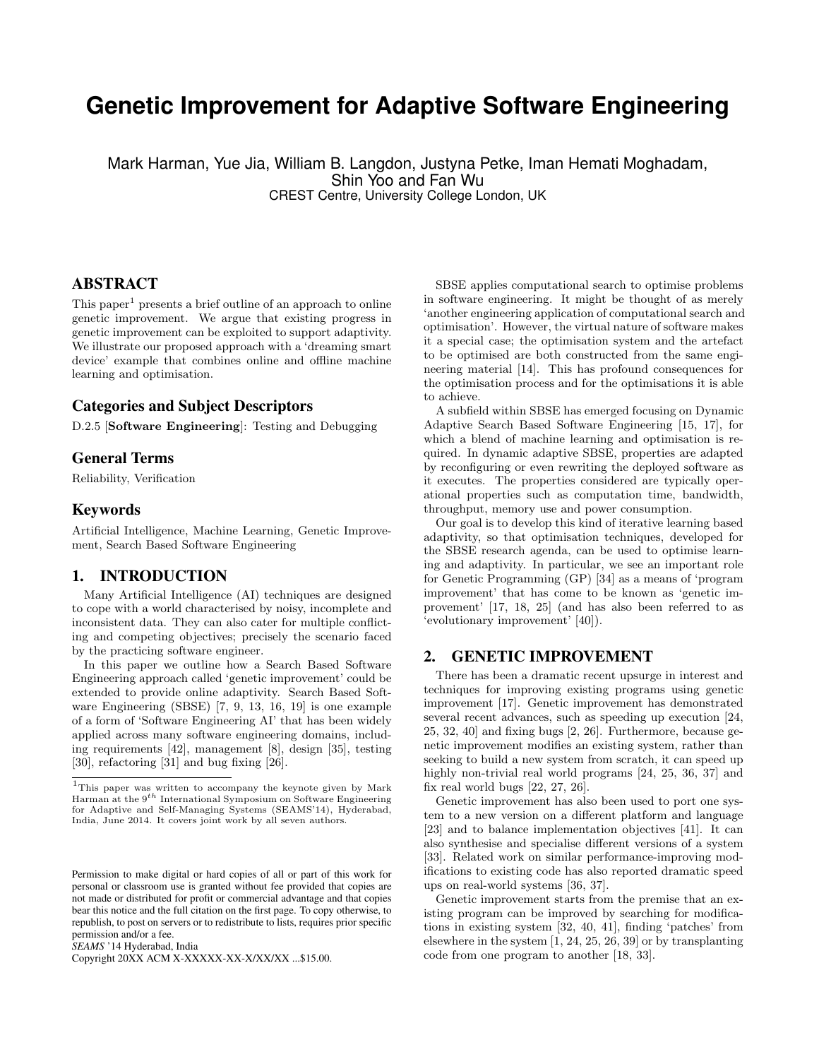# Genetic Improvement for Adaptive Software Engineering

Mark Harman, Yue Jia, William B. Langdon, Justyna Petke, Iman Hemati Moghadam, Shin Yoo and Fan Wu
CREST Centre, University College London, UK

## ABSTRACT

This paper[1] presents a brief outline of an approach to online genetic improvement. We argue that existing progress in genetic improvement can be exploited to support adaptivity. We illustrate our proposed approach with a 'dreaming smart device' example that combines online and offline machine learning and optimisation.

### Categories and Subject Descriptors

D.2.5 [**Software Engineering**]: Testing and Debugging

### General Terms

Reliability, Verification

### Keywords

Artificial Intelligence, Machine Learning, Genetic Improvement, Search Based Software Engineering

## 1. INTRODUCTION

Many Artificial Intelligence (AI) techniques are designed to cope with a world characterised by noisy, incomplete and inconsistent data. They can also cater for multiple conflicting and competing objectives; precisely the scenario faced by the practicing software engineer.

In this paper we outline how a Search Based Software Engineering approach called 'genetic improvement' could be extended to provide online adaptivity. Search Based Software Engineering (SBSE) [7, 9, 13, 16, 19] is one example of a form of 'Software Engineering AI' that has been widely applied across many software engineering domains, including requirements [42], management [8], design [35], testing [30], refactoring [31] and bug fixing [26].

[1] This paper was written to accompany the keynote given by Mark Harman at the $9^{th}$ International Symposium on Software Engineering for Adaptive and Self-Managing Systems (SEAMS'14), Hyderabad, India, June 2014. It covers joint work by all seven authors.

Permission to make digital or hard copies of all or part of this work for personal or classroom use is granted without fee provided that copies are not made or distributed for profit or commercial advantage and that copies bear this notice and the full citation on the first page. To copy otherwise, to republish, to post on servers or to redistribute to lists, requires prior specific permission and/or a fee.
*SEAMS* '14 Hyderabad, India
Copyright 20XX ACM X-XXXXX-XX-X/XX/XX ...$15.00.

SBSE applies computational search to optimise problems in software engineering. It might be thought of as merely 'another engineering application of computational search and optimisation'. However, the virtual nature of software makes it a special case; the optimisation system and the artefact to be optimised are both constructed from the same engineering material [14]. This has profound consequences for the optimisation process and for the optimisations it is able to achieve.

A subfield within SBSE has emerged focusing on Dynamic Adaptive Search Based Software Engineering [15, 17], for which a blend of machine learning and optimisation is required. In dynamic adaptive SBSE, properties are adapted by reconfiguring or even rewriting the deployed software as it executes. The properties considered are typically operational properties such as computation time, bandwidth, throughput, memory use and power consumption.

Our goal is to develop this kind of iterative learning based adaptivity, so that optimisation techniques, developed for the SBSE research agenda, can be used to optimise learning and adaptivity. In particular, we see an important role for Genetic Programming (GP) [34] as a means of 'program improvement' that has come to be known as 'genetic improvement' [17, 18, 25] (and has also been referred to as 'evolutionary improvement' [40]).

## 2. GENETIC IMPROVEMENT

There has been a dramatic recent upsurge in interest and techniques for improving existing programs using genetic improvement [17]. Genetic improvement has demonstrated several recent advances, such as speeding up execution [24, 25, 32, 40] and fixing bugs [2, 26]. Furthermore, because genetic improvement modifies an existing system, rather than seeking to build a new system from scratch, it can speed up highly non-trivial real world programs [24, 25, 36, 37] and fix real world bugs [22, 27, 26].

Genetic improvement has also been used to port one system to a new version on a different platform and language [23] and to balance implementation objectives [41]. It can also synthesise and specialise different versions of a system [33]. Related work on similar performance-improving modifications to existing code has also reported dramatic speed ups on real-world systems [36, 37].

Genetic improvement starts from the premise that an existing program can be improved by searching for modifications in existing system [32, 40, 41], finding 'patches' from elsewhere in the system [1, 24, 25, 26, 39] or by transplanting code from one program to another [18, 33].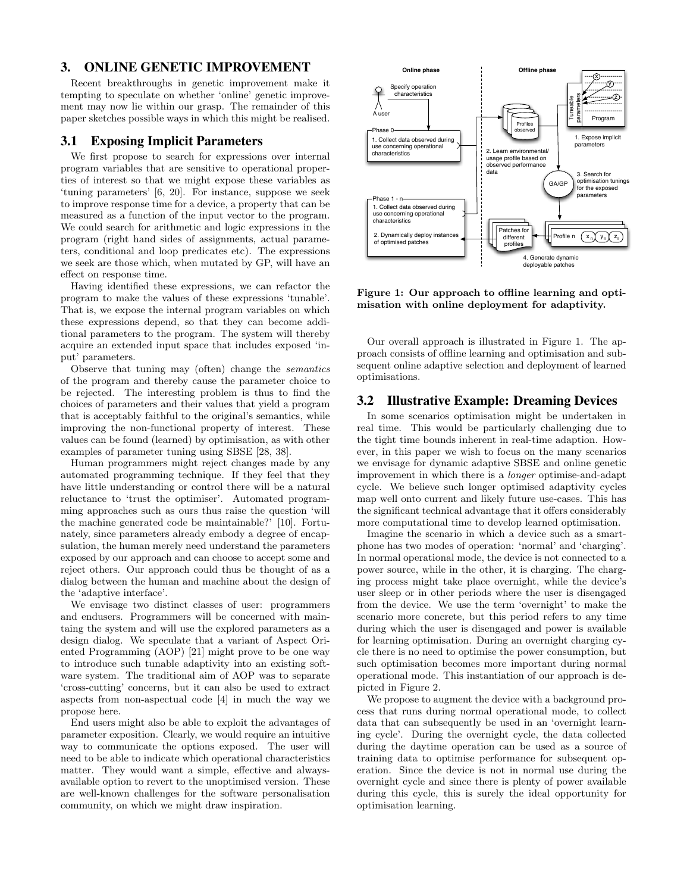## 3. ONLINE GENETIC IMPROVEMENT

Recent breakthroughs in genetic improvement make it tempting to speculate on whether 'online' genetic improvement may now lie within our grasp. The remainder of this paper sketches possible ways in which this might be realised.

### 3.1 Exposing Implicit Parameters

We first propose to search for expressions over internal program variables that are sensitive to operational properties of interest so that we might expose these variables as 'tuning parameters' [6, 20]. For instance, suppose we seek to improve response time for a device, a property that can be measured as a function of the input vector to the program. We could search for arithmetic and logic expressions in the program (right hand sides of assignments, actual parameters, conditional and loop predicates etc). The expressions we seek are those which, when mutated by GP, will have an effect on response time.

Having identified these expressions, we can refactor the program to make the values of these expressions 'tunable'. That is, we expose the internal program variables on which these expressions depend, so that they can become additional parameters to the program. The system will thereby acquire an extended input space that includes exposed 'input' parameters.

Observe that tuning may (often) change the *semantics* of the program and thereby cause the parameter choice to be rejected. The interesting problem is thus to find the choices of parameters and their values that yield a program that is acceptably faithful to the original's semantics, while improving the non-functional property of interest. These values can be found (learned) by optimisation, as with other examples of parameter tuning using SBSE [28, 38].

Human programmers might reject changes made by any automated programming technique. If they feel that they have little understanding or control there will be a natural reluctance to 'trust the optimiser'. Automated programming approaches such as ours thus raise the question 'will the machine generated code be maintainable?' [10]. Fortunately, since parameters already embody a degree of encapsulation, the human merely need understand the parameters exposed by our approach and can choose to accept some and reject others. Our approach could thus be thought of as a dialog between the human and machine about the design of the 'adaptive interface'.

We envisage two distinct classes of user: programmers and endusers. Programmers will be concerned with maintaing the system and will use the explored parameters as a design dialog. We speculate that a variant of Aspect Oriented Programming (AOP) [21] might prove to be one way to introduce such tunable adaptivity into an existing software system. The traditional aim of AOP was to separate 'cross-cutting' concerns, but it can also be used to extract aspects from non-aspectual code [4] in much the way we propose here.

End users might also be able to exploit the advantages of parameter exposition. Clearly, we would require an intuitive way to communicate the options exposed. The user will need to be able to indicate which operational characteristics matter. They would want a simple, effective and always-available option to revert to the unoptimised version. These are well-known challenges for the software personalisation community, on which we might draw inspiration.

**Figure 1: Our approach to offline learning and optimisation with online deployment for adaptivity.**

Our overall approach is illustrated in Figure 1. The approach consists of offline learning and optimisation and subsequent online adaptive selection and deployment of learned optimisations.

### 3.2 Illustrative Example: Dreaming Devices

In some scenarios optimisation might be undertaken in real time. This would be particularly challenging due to the tight time bounds inherent in real-time adaption. However, in this paper we wish to focus on the many scenarios we envisage for dynamic adaptive SBSE and online genetic improvement in which there is a *longer* optimise-and-adapt cycle. We believe such longer optimised adaptivity cycles map well onto current and likely future use-cases. This has the significant technical advantage that it offers considerably more computational time to develop learned optimisation.

Imagine the scenario in which a device such as a smartphone has two modes of operation: 'normal' and 'charging'. In normal operational mode, the device is not connected to a power source, while in the other, it is charging. The charging process might take place overnight, while the device's user sleep or in other periods where the user is disengaged from the device. We use the term 'overnight' to make the scenario more concrete, but this period refers to any time during which the user is disengaged and power is available for learning optimisation. During an overnight charging cycle there is no need to optimise the power consumption, but such optimisation becomes more important during normal operational mode. This instantiation of our approach is depicted in Figure 2.

We propose to augment the device with a background process that runs during normal operational mode, to collect data that can subsequently be used in an 'overnight learning cycle'. During the overnight cycle, the data collected during the daytime operation can be used as a source of training data to optimise performance for subsequent operation. Since the device is not in normal use during the overnight cycle and since there is plenty of power available during this cycle, this is surely the ideal opportunity for optimisation learning.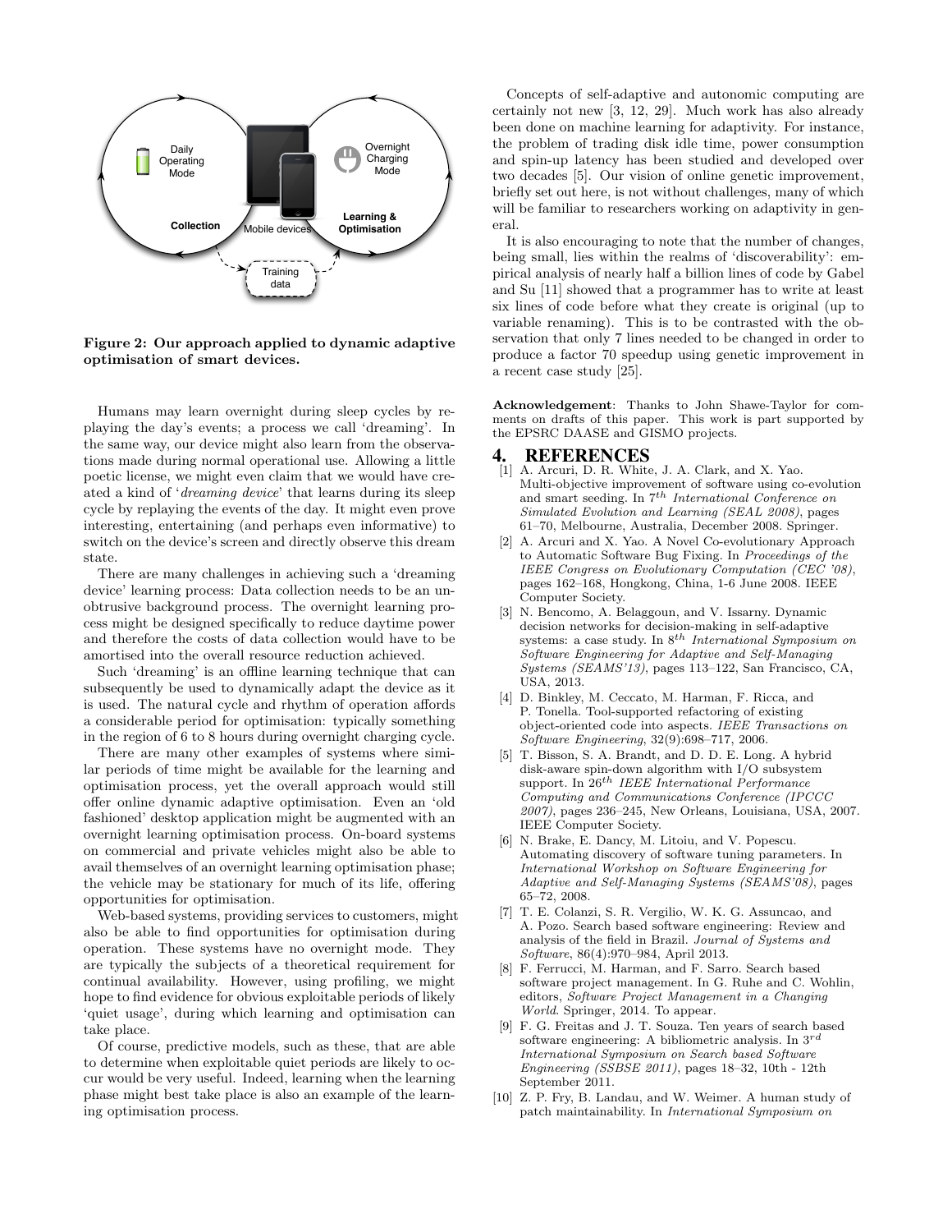Daily Operating Mode

Overnight Charging Mode

Collection

Mobile devices

Learning & Optimisation

Training data

**Figure 2: Our approach applied to dynamic adaptive optimisation of smart devices.**

Humans may learn overnight during sleep cycles by replaying the day's events; a process we call 'dreaming'. In the same way, our device might also learn from the observations made during normal operational use. Allowing a little poetic license, we might even claim that we would have created a kind of '*dreaming device*' that learns during its sleep cycle by replaying the events of the day. It might even prove interesting, entertaining (and perhaps even informative) to switch on the device's screen and directly observe this dream state.

There are many challenges in achieving such a 'dreaming device' learning process: Data collection needs to be an unobtrusive background process. The overnight learning process might be designed specifically to reduce daytime power and therefore the costs of data collection would have to be amortised into the overall resource reduction achieved.

Such 'dreaming' is an offline learning technique that can subsequently be used to dynamically adapt the device as it is used. The natural cycle and rhythm of operation affords a considerable period for optimisation: typically something in the region of 6 to 8 hours during overnight charging cycle.

There are many other examples of systems where similar periods of time might be available for the learning and optimisation process, yet the overall approach would still offer online dynamic adaptive optimisation. Even an 'old fashioned' desktop application might be augmented with an overnight learning optimisation process. On-board systems on commercial and private vehicles might also be able to avail themselves of an overnight learning optimisation phase; the vehicle may be stationary for much of its life, offering opportunities for optimisation.

Web-based systems, providing services to customers, might also be able to find opportunities for optimisation during operation. These systems have no overnight mode. They are typically the subjects of a theoretical requirement for continual availability. However, using profiling, we might hope to find evidence for obvious exploitable periods of likely 'quiet usage', during which learning and optimisation can take place.

Of course, predictive models, such as these, that are able to determine when exploitable quiet periods are likely to occur would be very useful. Indeed, learning when the learning phase might best take place is also an example of the learning optimisation process.

Concepts of self-adaptive and autonomic computing are certainly not new [3, 12, 29]. Much work has also already been done on machine learning for adaptivity. For instance, the problem of trading disk idle time, power consumption and spin-up latency has been studied and developed over two decades [5]. Our vision of online genetic improvement, briefly set out here, is not without challenges, many of which will be familiar to researchers working on adaptivity in general.

It is also encouraging to note that the number of changes, being small, lies within the realms of 'discoverability': empirical analysis of nearly half a billion lines of code by Gabel and Su [11] showed that a programmer has to write at least six lines of code before what they create is original (up to variable renaming). This is to be contrasted with the observation that only 7 lines needed to be changed in order to produce a factor 70 speedup using genetic improvement in a recent case study [25].

**Acknowledgement**: Thanks to John Shawe-Taylor for comments on drafts of this paper. This work is part supported by the EPSRC DAASE and GISMO projects.

# 4. REFERENCES

[1] A. Arcuri, D. R. White, J. A. Clark, and X. Yao. Multi-objective improvement of software using co-evolution and smart seeding. In $7^{th}$ *International Conference on Simulated Evolution and Learning (SEAL 2008)*, pages 61–70, Melbourne, Australia, December 2008. Springer.

[2] A. Arcuri and X. Yao. A Novel Co-evolutionary Approach to Automatic Software Bug Fixing. In *Proceedings of the IEEE Congress on Evolutionary Computation (CEC '08)*, pages 162–168, Hongkong, China, 1-6 June 2008. IEEE Computer Society.

[3] N. Bencomo, A. Belaggoun, and V. Issarny. Dynamic decision networks for decision-making in self-adaptive systems: a case study. In $8^{th}$ *International Symposium on Software Engineering for Adaptive and Self-Managing Systems (SEAMS'13)*, pages 113–122, San Francisco, CA, USA, 2013.

[4] D. Binkley, M. Ceccato, M. Harman, F. Ricca, and P. Tonella. Tool-supported refactoring of existing object-oriented code into aspects. *IEEE Transactions on Software Engineering*, 32(9):698–717, 2006.

[5] T. Bisson, S. A. Brandt, and D. D. E. Long. A hybrid disk-aware spin-down algorithm with I/O subsystem support. In $26^{th}$ *IEEE International Performance Computing and Communications Conference (IPCCC 2007)*, pages 236–245, New Orleans, Louisiana, USA, 2007. IEEE Computer Society.

[6] N. Brake, E. Dancy, M. Litoiu, and V. Popescu. Automating discovery of software tuning parameters. In *International Workshop on Software Engineering for Adaptive and Self-Managing Systems (SEAMS'08)*, pages 65–72, 2008.

[7] T. E. Colanzi, S. R. Vergilio, W. K. G. Assuncao, and A. Pozo. Search based software engineering: Review and analysis of the field in Brazil. *Journal of Systems and Software*, 86(4):970–984, April 2013.

[8] F. Ferrucci, M. Harman, and F. Sarro. Search based software project management. In G. Ruhe and C. Wohlin, editors, *Software Project Management in a Changing World*. Springer, 2014. To appear.

[9] F. G. Freitas and J. T. Souza. Ten years of search based software engineering: A bibliometric analysis. In $3^{rd}$ *International Symposium on Search based Software Engineering (SSBSE 2011)*, pages 18–32, 10th - 12th September 2011.

[10] Z. P. Fry, B. Landau, and W. Weimer. A human study of patch maintainability. In *International Symposium on*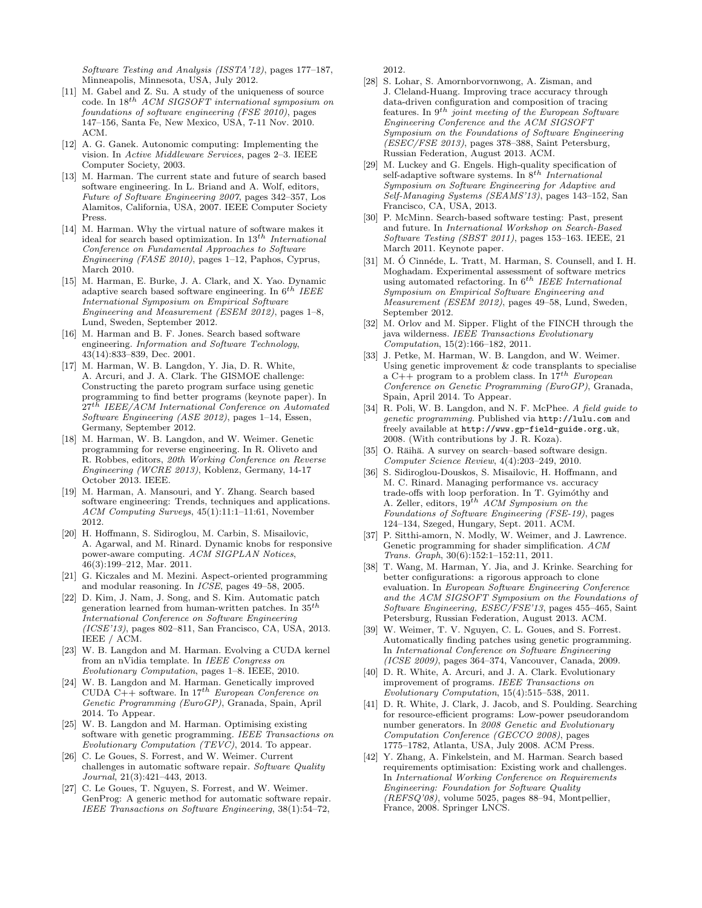*Software Testing and Analysis (ISSTA'12)*, pages 177–187, Minneapolis, Minnesota, USA, July 2012.

[11] M. Gabel and Z. Su. A study of the uniqueness of source code. In $18^{th}$ *ACM SIGSOFT international symposium on foundations of software engineering (FSE 2010)*, pages 147–156, Santa Fe, New Mexico, USA, 7-11 Nov. 2010. ACM.

[12] A. G. Ganek. Autonomic computing: Implementing the vision. In *Active Middleware Services*, pages 2–3. IEEE Computer Society, 2003.

[13] M. Harman. The current state and future of search based software engineering. In L. Briand and A. Wolf, editors, *Future of Software Engineering 2007*, pages 342–357, Los Alamitos, California, USA, 2007. IEEE Computer Society Press.

[14] M. Harman. Why the virtual nature of software makes it ideal for search based optimization. In $13^{th}$ *International Conference on Fundamental Approaches to Software Engineering (FASE 2010)*, pages 1–12, Paphos, Cyprus, March 2010.

[15] M. Harman, E. Burke, J. A. Clark, and X. Yao. Dynamic adaptive search based software engineering. In $6^{th}$ *IEEE International Symposium on Empirical Software Engineering and Measurement (ESEM 2012)*, pages 1–8, Lund, Sweden, September 2012.

[16] M. Harman and B. F. Jones. Search based software engineering. *Information and Software Technology*, 43(14):833–839, Dec. 2001.

[17] M. Harman, W. B. Langdon, Y. Jia, D. R. White, A. Arcuri, and J. A. Clark. The GISMOE challenge: Constructing the pareto program surface using genetic programming to find better programs (keynote paper). In $27^{th}$ *IEEE/ACM International Conference on Automated Software Engineering (ASE 2012)*, pages 1–14, Essen, Germany, September 2012.

[18] M. Harman, W. B. Langdon, and W. Weimer. Genetic programming for reverse engineering. In R. Oliveto and R. Robbes, editors, *20th Working Conference on Reverse Engineering (WCRE 2013)*, Koblenz, Germany, 14-17 October 2013. IEEE.

[19] M. Harman, A. Mansouri, and Y. Zhang. Search based software engineering: Trends, techniques and applications. *ACM Computing Surveys*, 45(1):11:1–11:61, November 2012.

[20] H. Hoffmann, S. Sidiroglou, M. Carbin, S. Misailovic, A. Agarwal, and M. Rinard. Dynamic knobs for responsive power-aware computing. *ACM SIGPLAN Notices*, 46(3):199–212, Mar. 2011.

[21] G. Kiczales and M. Mezini. Aspect-oriented programming and modular reasoning. In *ICSE*, pages 49–58, 2005.

[22] D. Kim, J. Nam, J. Song, and S. Kim. Automatic patch generation learned from human-written patches. In $35^{th}$ *International Conference on Software Engineering (ICSE'13)*, pages 802–811, San Francisco, CA, USA, 2013. IEEE / ACM.

[23] W. B. Langdon and M. Harman. Evolving a CUDA kernel from an nVidia template. In *IEEE Congress on Evolutionary Computation*, pages 1–8. IEEE, 2010.

[24] W. B. Langdon and M. Harman. Genetically improved CUDA C++ software. In $17^{th}$ *European Conference on Genetic Programming (EuroGP)*, Granada, Spain, April 2014. To Appear.

[25] W. B. Langdon and M. Harman. Optimising existing software with genetic programming. *IEEE Transactions on Evolutionary Computation (TEVC)*, 2014. To appear.

[26] C. Le Goues, S. Forrest, and W. Weimer. Current challenges in automatic software repair. *Software Quality Journal*, 21(3):421–443, 2013.

[27] C. Le Goues, T. Nguyen, S. Forrest, and W. Weimer. GenProg: A generic method for automatic software repair. *IEEE Transactions on Software Engineering*, 38(1):54–72, 2012.

[28] S. Lohar, S. Amornborvornwong, A. Zisman, and J. Cleland-Huang. Improving trace accuracy through data-driven configuration and composition of tracing features. In $9^{th}$ *joint meeting of the European Software Engineering Conference and the ACM SIGSOFT Symposium on the Foundations of Software Engineering (ESEC/FSE 2013)*, pages 378–388, Saint Petersburg, Russian Federation, August 2013. ACM.

[29] M. Luckey and G. Engels. High-quality specification of self-adaptive software systems. In $8^{th}$ *International Symposium on Software Engineering for Adaptive and Self-Managing Systems (SEAMS'13)*, pages 143–152, San Francisco, CA, USA, 2013.

[30] P. McMinn. Search-based software testing: Past, present and future. In *International Workshop on Search-Based Software Testing (SBST 2011)*, pages 153–163. IEEE, 21 March 2011. Keynote paper.

[31] M. Ó Cinnéde, L. Tratt, M. Harman, S. Counsell, and I. H. Moghadam. Experimental assessment of software metrics using automated refactoring. In $6^{th}$ *IEEE International Symposium on Empirical Software Engineering and Measurement (ESEM 2012)*, pages 49–58, Lund, Sweden, September 2012.

[32] M. Orlov and M. Sipper. Flight of the FINCH through the java wilderness. *IEEE Transactions Evolutionary Computation*, 15(2):166–182, 2011.

[33] J. Petke, M. Harman, W. B. Langdon, and W. Weimer. Using genetic improvement & code transplants to specialise a C++ program to a problem class. In $17^{th}$ *European Conference on Genetic Programming (EuroGP)*, Granada, Spain, April 2014. To Appear.

[34] R. Poli, W. B. Langdon, and N. F. McPhee. *A field guide to genetic programming*. Published via `http://lulu.com` and freely available at `http://www.gp-field-guide.org.uk`, 2008. (With contributions by J. R. Koza).

[35] O. Räihä. A survey on search–based software design. *Computer Science Review*, 4(4):203–249, 2010.

[36] S. Sidiroglou-Douskos, S. Misailovic, H. Hoffmann, and M. C. Rinard. Managing performance vs. accuracy trade-offs with loop perforation. In T. Gyimóthy and A. Zeller, editors, $19^{th}$ *ACM Symposium on the Foundations of Software Engineering (FSE-19)*, pages 124–134, Szeged, Hungary, Sept. 2011. ACM.

[37] P. Sitthi-amorn, N. Modly, W. Weimer, and J. Lawrence. Genetic programming for shader simplification. *ACM Trans. Graph*, 30(6):152:1–152:11, 2011.

[38] T. Wang, M. Harman, Y. Jia, and J. Krinke. Searching for better configurations: a rigorous approach to clone evaluation. In *European Software Engineering Conference and the ACM SIGSOFT Symposium on the Foundations of Software Engineering, ESEC/FSE'13*, pages 455–465, Saint Petersburg, Russian Federation, August 2013. ACM.

[39] W. Weimer, T. V. Nguyen, C. L. Goues, and S. Forrest. Automatically finding patches using genetic programming. In *International Conference on Software Engineering (ICSE 2009)*, pages 364–374, Vancouver, Canada, 2009.

[40] D. R. White, A. Arcuri, and J. A. Clark. Evolutionary improvement of programs. *IEEE Transactions on Evolutionary Computation*, 15(4):515–538, 2011.

[41] D. R. White, J. Clark, J. Jacob, and S. Poulding. Searching for resource-efficient programs: Low-power pseudorandom number generators. In *2008 Genetic and Evolutionary Computation Conference (GECCO 2008)*, pages 1775–1782, Atlanta, USA, July 2008. ACM Press.

[42] Y. Zhang, A. Finkelstein, and M. Harman. Search based requirements optimisation: Existing work and challenges. In *International Working Conference on Requirements Engineering: Foundation for Software Quality (REFSQ'08)*, volume 5025, pages 88–94, Montpellier, France, 2008. Springer LNCS.